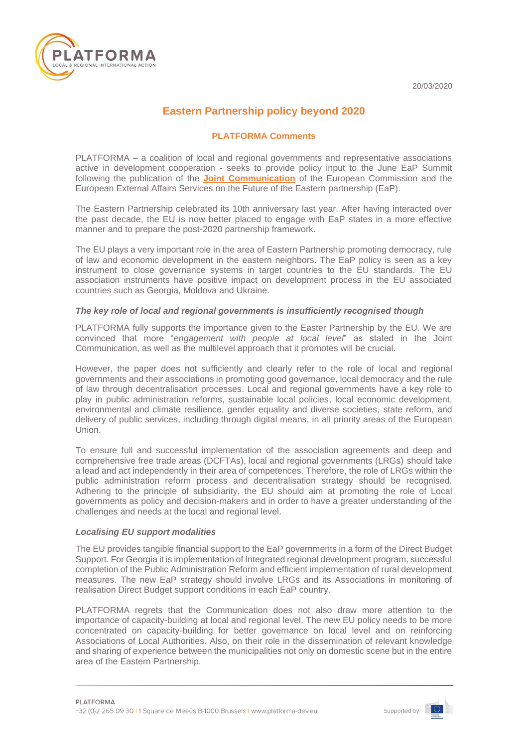20/03/2020

# Eastern Partnership policy beyond 2020

## PLATFORMA Comments

PLATFORMA – a coalition of local and regional governments and representative associations active in development cooperation - seeks to provide policy input to the June EaP Summit following the publication of the **Joint Communication** of the European Commission and the European External Affairs Services on the Future of the Eastern partnership (EaP).

The Eastern Partnership celebrated its 10th anniversary last year. After having interacted over the past decade, the EU is now better placed to engage with EaP states in a more effective manner and to prepare the post-2020 partnership framework.

The EU plays a very important role in the area of Eastern Partnership promoting democracy, rule of law and economic development in the eastern neighbors. The EaP policy is seen as a key instrument to close governance systems in target countries to the EU standards. The EU association instruments have positive impact on development process in the EU associated countries such as Georgia, Moldova and Ukraine.

### *The key role of local and regional governments is insufficiently recognised though*

PLATFORMA fully supports the importance given to the Easter Partnership by the EU. We are convinced that more "*engagement with people at local level*" as stated in the Joint Communication, as well as the multilevel approach that it promotes will be crucial.

However, the paper does not sufficiently and clearly refer to the role of local and regional governments and their associations in promoting good governance, local democracy and the rule of law through decentralisation processes. Local and regional governments have a key role to play in public administration reforms, sustainable local policies, local economic development, environmental and climate resilience, gender equality and diverse societies, state reform, and delivery of public services, including through digital means, in all priority areas of the European Union.

To ensure full and successful implementation of the association agreements and deep and comprehensive free trade areas (DCFTAs), local and regional governments (LRGs) should take a lead and act independently in their area of competences. Therefore, the role of LRGs within the public administration reform process and decentralisation strategy should be recognised. Adhering to the principle of subsidiarity, the EU should aim at promoting the role of Local governments as policy and decision-makers and in order to have a greater understanding of the challenges and needs at the local and regional level.

### *Localising EU support modalities*

The EU provides tangible financial support to the EaP governments in a form of the Direct Budget Support. For Georgia it is implementation of Integrated regional development program, successful completion of the Public Administration Reform and efficient implementation of rural development measures. The new EaP strategy should involve LRGs and its Associations in monitoring of realisation Direct Budget support conditions in each EaP country.

PLATFORMA regrets that the Communication does not also draw more attention to the importance of capacity-building at local and regional level. The new EU policy needs to be more concentrated on capacity-building for better governance on local level and on reinforcing Associations of Local Authorities. Also, on their role in the dissemination of relevant knowledge and sharing of experience between the municipalities not only on domestic scene but in the entire area of the Eastern Partnership.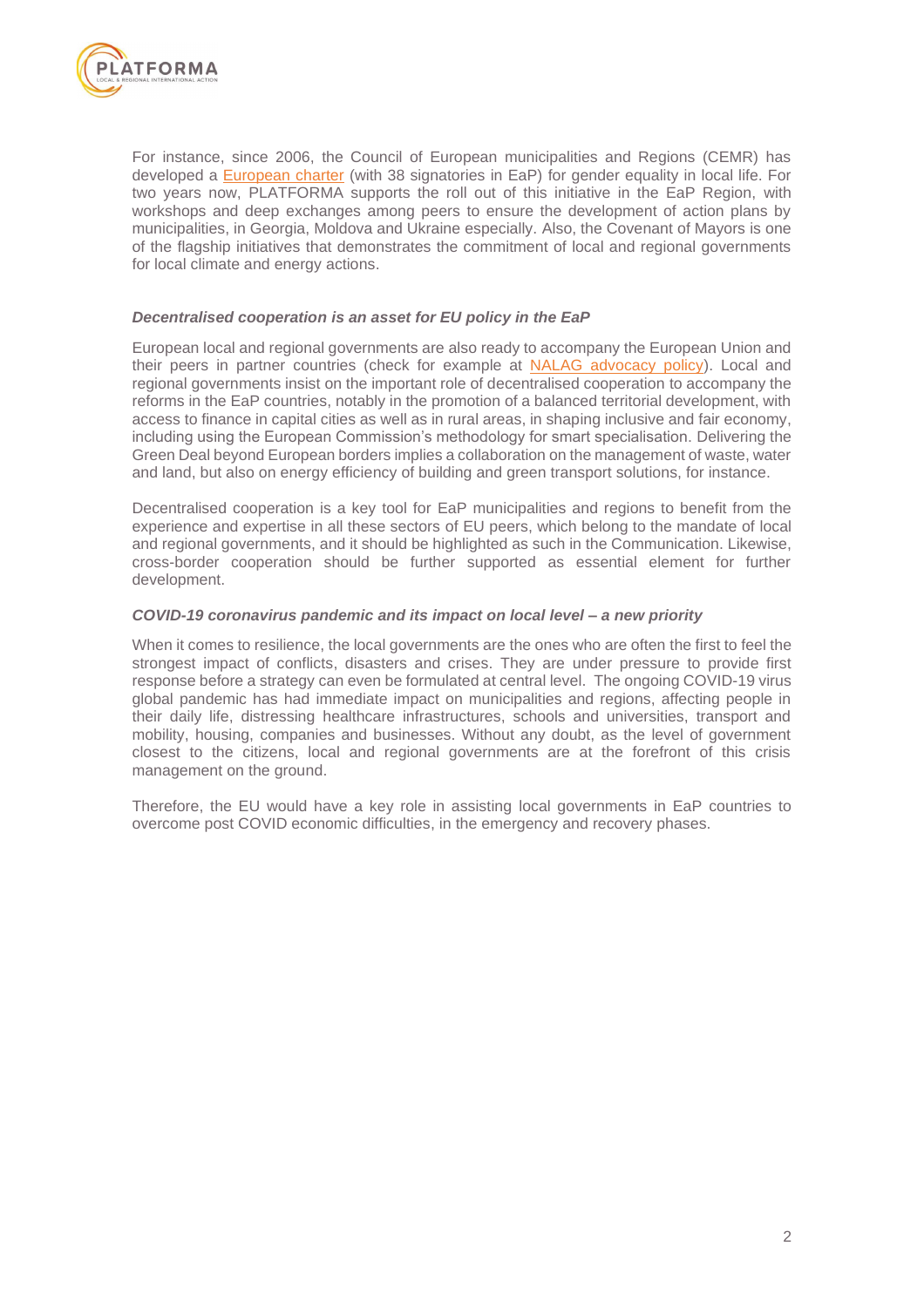For instance, since 2006, the Council of European municipalities and Regions (CEMR) has developed a [European charter](#) (with 38 signatories in EaP) for gender equality in local life. For two years now, PLATFORMA supports the roll out of this initiative in the EaP Region, with workshops and deep exchanges among peers to ensure the development of action plans by municipalities, in Georgia, Moldova and Ukraine especially. Also, the Covenant of Mayors is one of the flagship initiatives that demonstrates the commitment of local and regional governments for local climate and energy actions.

### *Decentralised cooperation is an asset for EU policy in the EaP*

European local and regional governments are also ready to accompany the European Union and their peers in partner countries (check for example at [NALAG advocacy policy](#)). Local and regional governments insist on the important role of decentralised cooperation to accompany the reforms in the EaP countries, notably in the promotion of a balanced territorial development, with access to finance in capital cities as well as in rural areas, in shaping inclusive and fair economy, including using the European Commission's methodology for smart specialisation. Delivering the Green Deal beyond European borders implies a collaboration on the management of waste, water and land, but also on energy efficiency of building and green transport solutions, for instance.

Decentralised cooperation is a key tool for EaP municipalities and regions to benefit from the experience and expertise in all these sectors of EU peers, which belong to the mandate of local and regional governments, and it should be highlighted as such in the Communication. Likewise, cross-border cooperation should be further supported as essential element for further development.

### *COVID-19 coronavirus pandemic and its impact on local level – a new priority*

When it comes to resilience, the local governments are the ones who are often the first to feel the strongest impact of conflicts, disasters and crises. They are under pressure to provide first response before a strategy can even be formulated at central level. The ongoing COVID-19 virus global pandemic has had immediate impact on municipalities and regions, affecting people in their daily life, distressing healthcare infrastructures, schools and universities, transport and mobility, housing, companies and businesses. Without any doubt, as the level of government closest to the citizens, local and regional governments are at the forefront of this crisis management on the ground.

Therefore, the EU would have a key role in assisting local governments in EaP countries to overcome post COVID economic difficulties, in the emergency and recovery phases.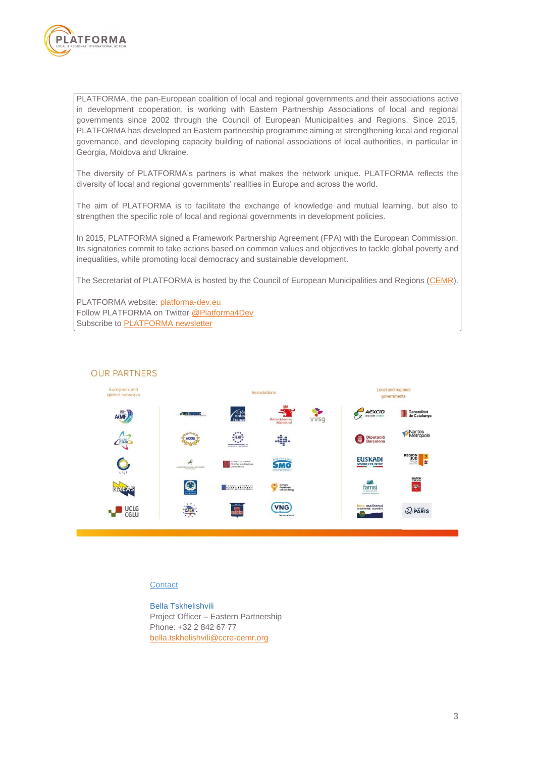PLATFORMA, the pan-European coalition of local and regional governments and their associations active in development cooperation, is working with Eastern Partnership Associations of local and regional governments since 2002 through the Council of European Municipalities and Regions. Since 2015, PLATFORMA has developed an Eastern partnership programme aiming at strengthening local and regional governance, and developing capacity building of national associations of local authorities, in particular in Georgia, Moldova and Ukraine.

The diversity of PLATFORMA's partners is what makes the network unique. PLATFORMA reflects the diversity of local and regional governments' realities in Europe and across the world.

The aim of PLATFORMA is to facilitate the exchange of knowledge and mutual learning, but also to strengthen the specific role of local and regional governments in development policies.

In 2015, PLATFORMA signed a Framework Partnership Agreement (FPA) with the European Commission. Its signatories commit to take actions based on common values and objectives to tackle global poverty and inequalities, while promoting local democracy and sustainable development.

The Secretariat of PLATFORMA is hosted by the Council of European Municipalities and Regions (CEMR).

PLATFORMA website: platforma-dev.eu
Follow PLATFORMA on Twitter @Platforma4Dev
Subscribe to PLATFORMA newsletter

## OUR PARTNERS

European and global networks

Associations

Local and regional governments

Contact

Bella Tskhelishvili
Project Officer – Eastern Partnership
Phone: +32 2 842 67 77
bella.tskhelishvili@ccre-cemr.org